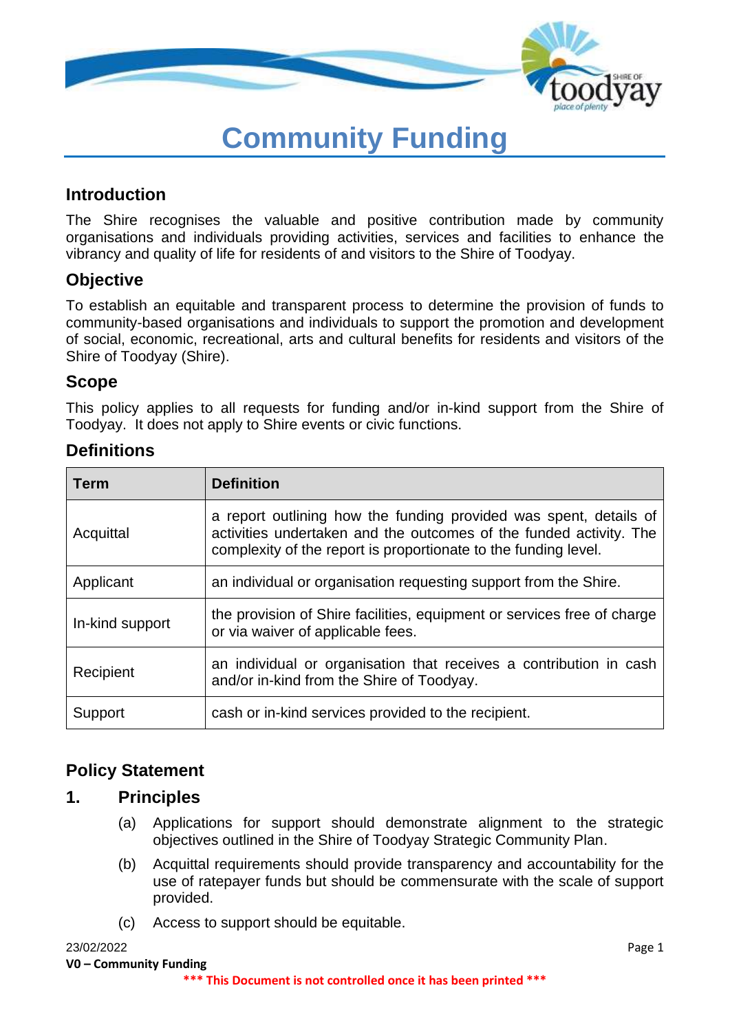# Community Funding

## Introduction

The Shire recognises the valuable and positive contribution made by community organisations and individuals providing activities, services and facilities to enhance the vibrancy and quality of life for residents of and visitors to the Shire of Toodyay.

## Objective

To establish an equitable and transparent process to determine the provision of funds to community-based organisations and individuals to support the promotion and development of social, economic, recreational, arts and cultural benefits for residents and visitors of the Shire of Toodyay (Shire).

## Scope

This policy applies to all requests for funding and/or in-kind support from the Shire of Toodyay. It does not apply to Shire events or civic functions.

## Definitions

| Term | Definition |
| --- | --- |
| Acquittal | a report outlining how the funding provided was spent, details of activities undertaken and the outcomes of the funded activity. The complexity of the report is proportionate to the funding level. |
| Applicant | an individual or organisation requesting support from the Shire. |
| In-kind support | the provision of Shire facilities, equipment or services free of charge or via waiver of applicable fees. |
| Recipient | an individual or organisation that receives a contribution in cash and/or in-kind from the Shire of Toodyay. |
| Support | cash or in-kind services provided to the recipient. |

## Policy Statement

### 1. Principles

(a) Applications for support should demonstrate alignment to the strategic objectives outlined in the Shire of Toodyay Strategic Community Plan.

(b) Acquittal requirements should provide transparency and accountability for the use of ratepayer funds but should be commensurate with the scale of support provided.

(c) Access to support should be equitable.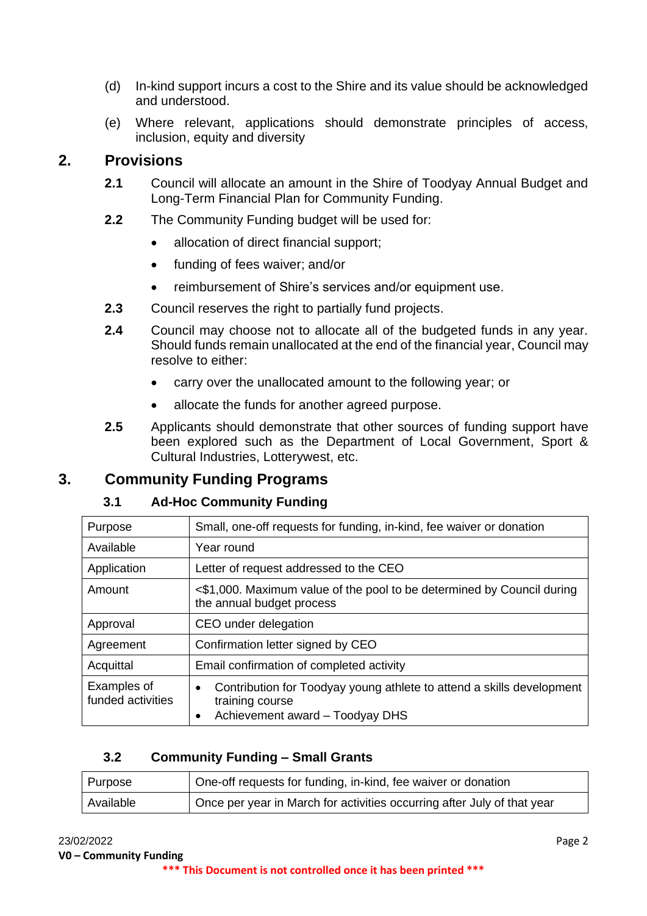(d) In-kind support incurs a cost to the Shire and its value should be acknowledged and understood.

(e) Where relevant, applications should demonstrate principles of access, inclusion, equity and diversity

## 2. Provisions

**2.1** Council will allocate an amount in the Shire of Toodyay Annual Budget and Long-Term Financial Plan for Community Funding.

**2.2** The Community Funding budget will be used for:

- allocation of direct financial support;
- funding of fees waiver; and/or
- reimbursement of Shire's services and/or equipment use.

**2.3** Council reserves the right to partially fund projects.

**2.4** Council may choose not to allocate all of the budgeted funds in any year. Should funds remain unallocated at the end of the financial year, Council may resolve to either:

- carry over the unallocated amount to the following year; or
- allocate the funds for another agreed purpose.

**2.5** Applicants should demonstrate that other sources of funding support have been explored such as the Department of Local Government, Sport & Cultural Industries, Lotterywest, etc.

## 3. Community Funding Programs

### 3.1 Ad-Hoc Community Funding

| | |
|---|---|
| Purpose | Small, one-off requests for funding, in-kind, fee waiver or donation |
| Available | Year round |
| Application | Letter of request addressed to the CEO |
| Amount | <$1,000. Maximum value of the pool to be determined by Council during the annual budget process |
| Approval | CEO under delegation |
| Agreement | Confirmation letter signed by CEO |
| Acquittal | Email confirmation of completed activity |
| Examples of funded activities | • Contribution for Toodyay young athlete to attend a skills development training course<br>• Achievement award – Toodyay DHS |

### 3.2 Community Funding – Small Grants

| | |
|---|---|
| Purpose | One-off requests for funding, in-kind, fee waiver or donation |
| Available | Once per year in March for activities occurring after July of that year |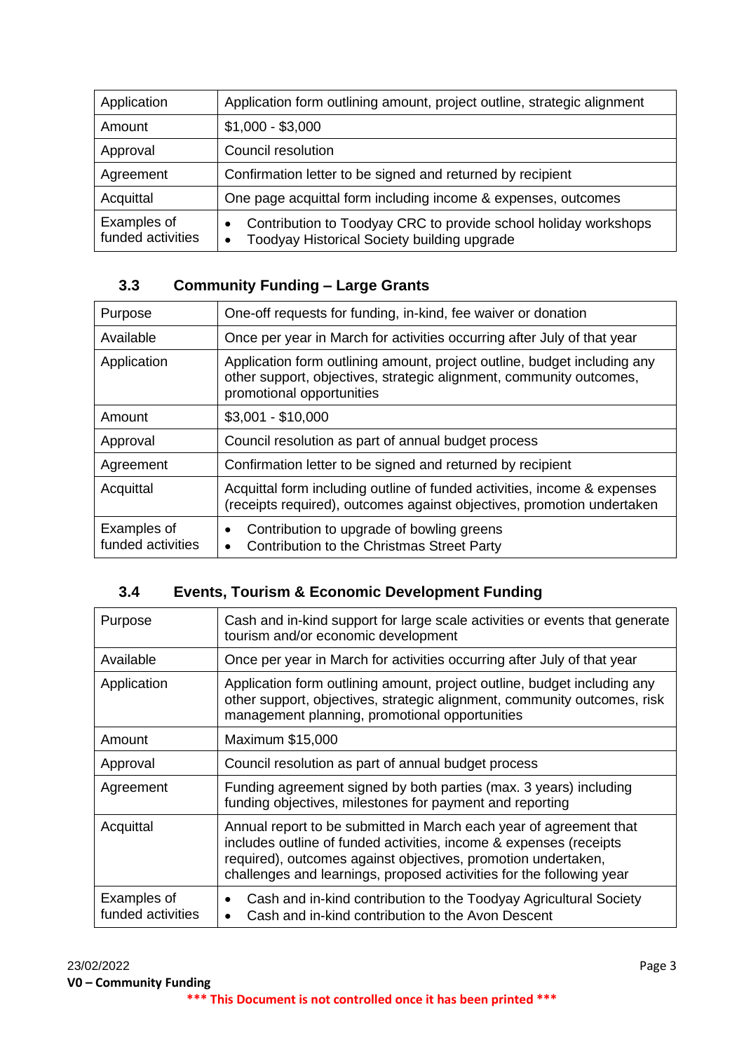| Application | Application form outlining amount, project outline, strategic alignment |
|---|---|
| Amount | $1,000 - $3,000 |
| Approval | Council resolution |
| Agreement | Confirmation letter to be signed and returned by recipient |
| Acquittal | One page acquittal form including income & expenses, outcomes |
| Examples of funded activities | • Contribution to Toodyay CRC to provide school holiday workshops<br>• Toodyay Historical Society building upgrade |

### 3.3 Community Funding – Large Grants

| Purpose | One-off requests for funding, in-kind, fee waiver or donation |
|---|---|
| Available | Once per year in March for activities occurring after July of that year |
| Application | Application form outlining amount, project outline, budget including any other support, objectives, strategic alignment, community outcomes, promotional opportunities |
| Amount | $3,001 - $10,000 |
| Approval | Council resolution as part of annual budget process |
| Agreement | Confirmation letter to be signed and returned by recipient |
| Acquittal | Acquittal form including outline of funded activities, income & expenses (receipts required), outcomes against objectives, promotion undertaken |
| Examples of funded activities | • Contribution to upgrade of bowling greens<br>• Contribution to the Christmas Street Party |

### 3.4 Events, Tourism & Economic Development Funding

| Purpose | Cash and in-kind support for large scale activities or events that generate tourism and/or economic development |
|---|---|
| Available | Once per year in March for activities occurring after July of that year |
| Application | Application form outlining amount, project outline, budget including any other support, objectives, strategic alignment, community outcomes, risk management planning, promotional opportunities |
| Amount | Maximum $15,000 |
| Approval | Council resolution as part of annual budget process |
| Agreement | Funding agreement signed by both parties (max. 3 years) including funding objectives, milestones for payment and reporting |
| Acquittal | Annual report to be submitted in March each year of agreement that includes outline of funded activities, income & expenses (receipts required), outcomes against objectives, promotion undertaken, challenges and learnings, proposed activities for the following year |
| Examples of funded activities | • Cash and in-kind contribution to the Toodyay Agricultural Society<br>• Cash and in-kind contribution to the Avon Descent |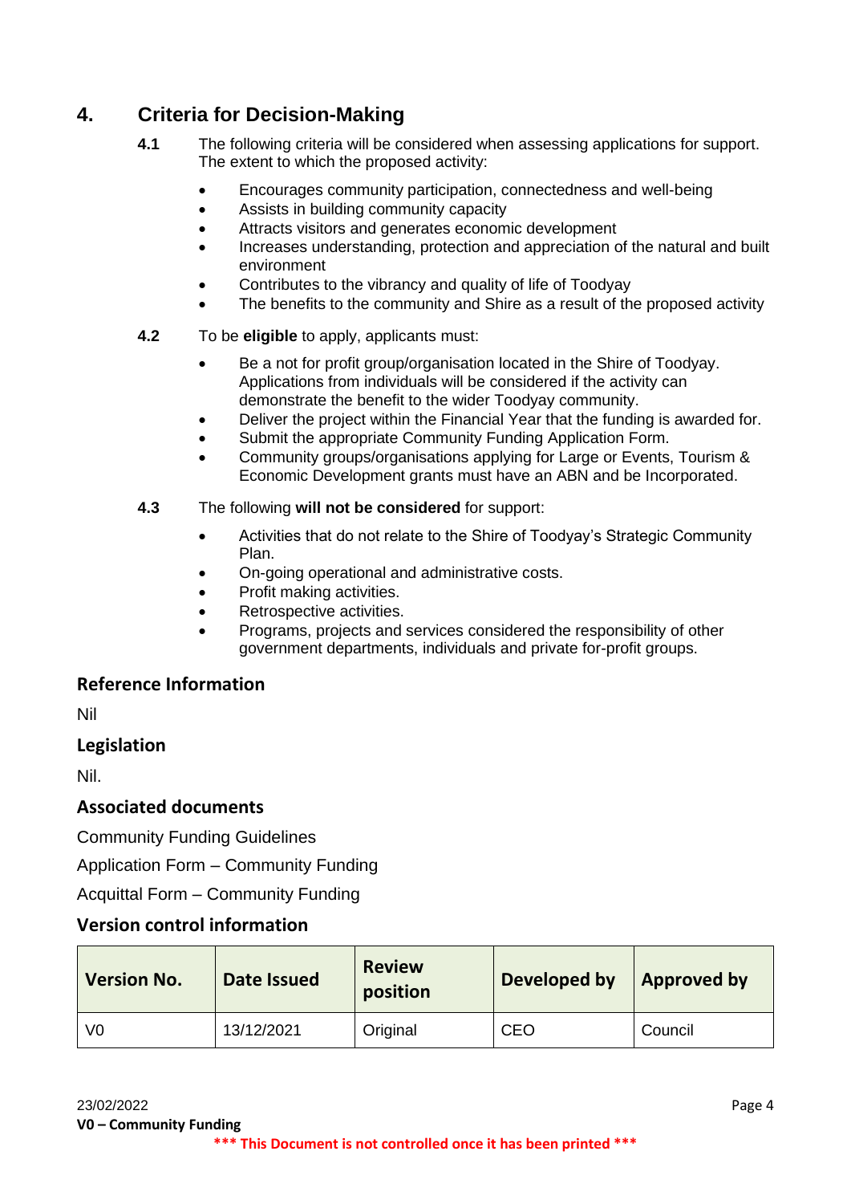## 4. Criteria for Decision-Making

**4.1** The following criteria will be considered when assessing applications for support. The extent to which the proposed activity:

- Encourages community participation, connectedness and well-being
- Assists in building community capacity
- Attracts visitors and generates economic development
- Increases understanding, protection and appreciation of the natural and built environment
- Contributes to the vibrancy and quality of life of Toodyay
- The benefits to the community and Shire as a result of the proposed activity

**4.2** To be **eligible** to apply, applicants must:

- Be a not for profit group/organisation located in the Shire of Toodyay. Applications from individuals will be considered if the activity can demonstrate the benefit to the wider Toodyay community.
- Deliver the project within the Financial Year that the funding is awarded for.
- Submit the appropriate Community Funding Application Form.
- Community groups/organisations applying for Large or Events, Tourism & Economic Development grants must have an ABN and be Incorporated.

**4.3** The following **will not be considered** for support:

- Activities that do not relate to the Shire of Toodyay's Strategic Community Plan.
- On-going operational and administrative costs.
- Profit making activities.
- Retrospective activities.
- Programs, projects and services considered the responsibility of other government departments, individuals and private for-profit groups.

### Reference Information

Nil

### Legislation

Nil.

### Associated documents

Community Funding Guidelines

Application Form – Community Funding

Acquittal Form – Community Funding

### Version control information

| Version No. | Date Issued | Review position | Developed by | Approved by |
|---|---|---|---|---|
| V0 | 13/12/2021 | Original | CEO | Council |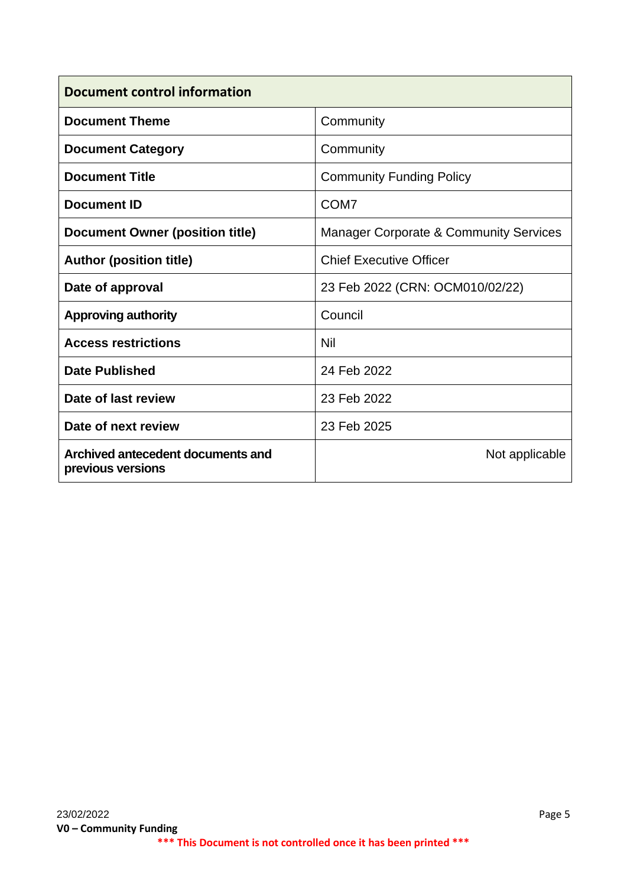| Document control information | |
| --- | --- |
| **Document Theme** | Community |
| **Document Category** | Community |
| **Document Title** | Community Funding Policy |
| **Document ID** | COM7 |
| **Document Owner (position title)** | Manager Corporate & Community Services |
| **Author (position title)** | Chief Executive Officer |
| **Date of approval** | 23 Feb 2022 (CRN: OCM010/02/22) |
| **Approving authority** | Council |
| **Access restrictions** | Nil |
| **Date Published** | 24 Feb 2022 |
| **Date of last review** | 23 Feb 2022 |
| **Date of next review** | 23 Feb 2025 |
| **Archived antecedent documents and previous versions** | Not applicable |